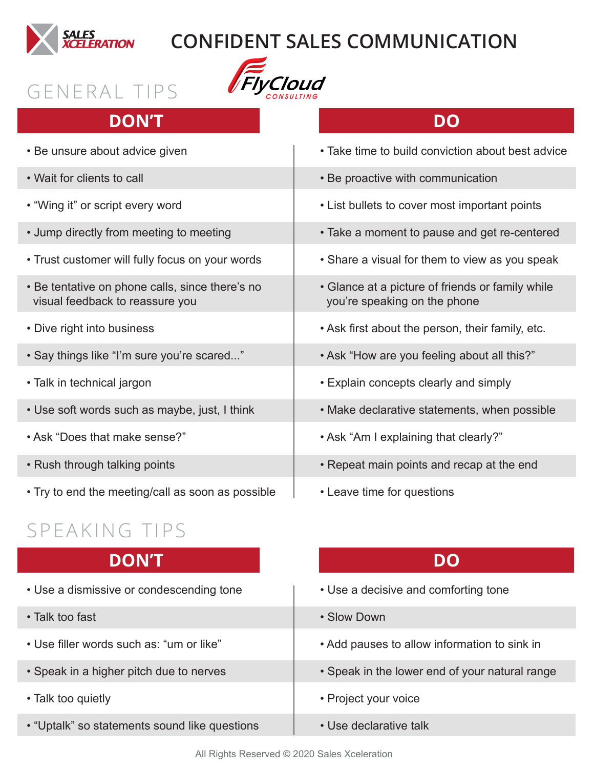# CONFIDENT SALES COMMUNICATION

## GENERAL TIPS

| DON'T | DO |
|---|---|
| • Be unsure about advice given | • Take time to build conviction about best advice |
| • Wait for clients to call | • Be proactive with communication |
| • "Wing it" or script every word | • List bullets to cover most important points |
| • Jump directly from meeting to meeting | • Take a moment to pause and get re-centered |
| • Trust customer will fully focus on your words | • Share a visual for them to view as you speak |
| • Be tentative on phone calls, since there's no visual feedback to reassure you | • Glance at a picture of friends or family while you're speaking on the phone |
| • Dive right into business | • Ask first about the person, their family, etc. |
| • Say things like "I'm sure you're scared..." | • Ask "How are you feeling about all this?" |
| • Talk in technical jargon | • Explain concepts clearly and simply |
| • Use soft words such as maybe, just, I think | • Make declarative statements, when possible |
| • Ask "Does that make sense?" | • Ask "Am I explaining that clearly?" |
| • Rush through talking points | • Repeat main points and recap at the end |
| • Try to end the meeting/call as soon as possible | • Leave time for questions |

## SPEAKING TIPS

| DON'T | DO |
|---|---|
| • Use a dismissive or condescending tone | • Use a decisive and comforting tone |
| • Talk too fast | • Slow Down |
| • Use filler words such as: "um or like" | • Add pauses to allow information to sink in |
| • Speak in a higher pitch due to nerves | • Speak in the lower end of your natural range |
| • Talk too quietly | • Project your voice |
| • "Uptalk" so statements sound like questions | • Use declarative talk |

All Rights Reserved © 2020 Sales Xceleration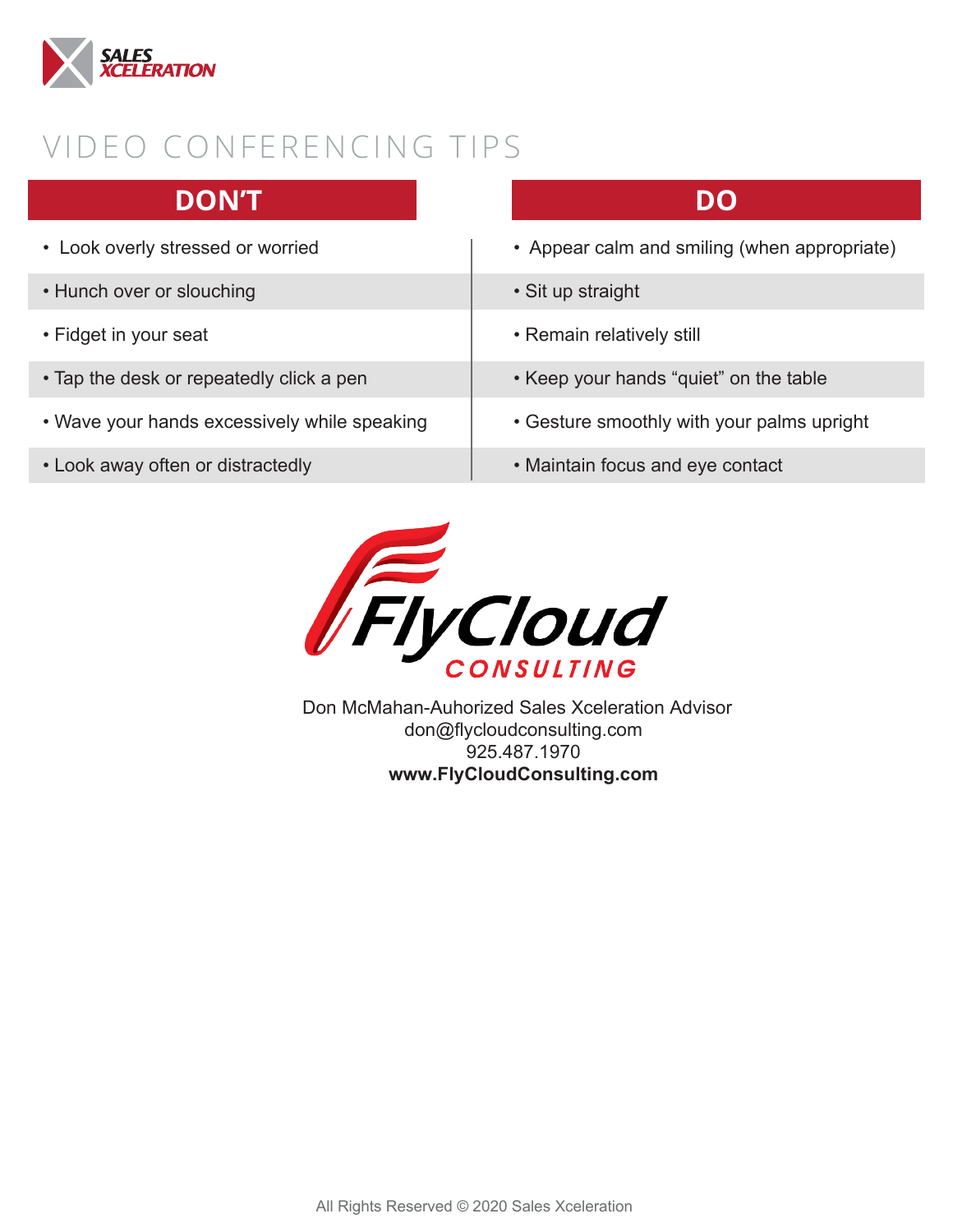SALES XCELERATION

# VIDEO CONFERENCING TIPS

| DON'T | DO |
|---|---|
| • Look overly stressed or worried | • Appear calm and smiling (when appropriate) |
| • Hunch over or slouching | • Sit up straight |
| • Fidget in your seat | • Remain relatively still |
| • Tap the desk or repeatedly click a pen | • Keep your hands “quiet” on the table |
| • Wave your hands excessively while speaking | • Gesture smoothly with your palms upright |
| • Look away often or distractedly | • Maintain focus and eye contact |

FlyCloud CONSULTING

Don McMahan-Auhorized Sales Xceleration Advisor
don@flycloudconsulting.com
925.487.1970
**www.FlyCloudConsulting.com**

All Rights Reserved © 2020 Sales Xceleration